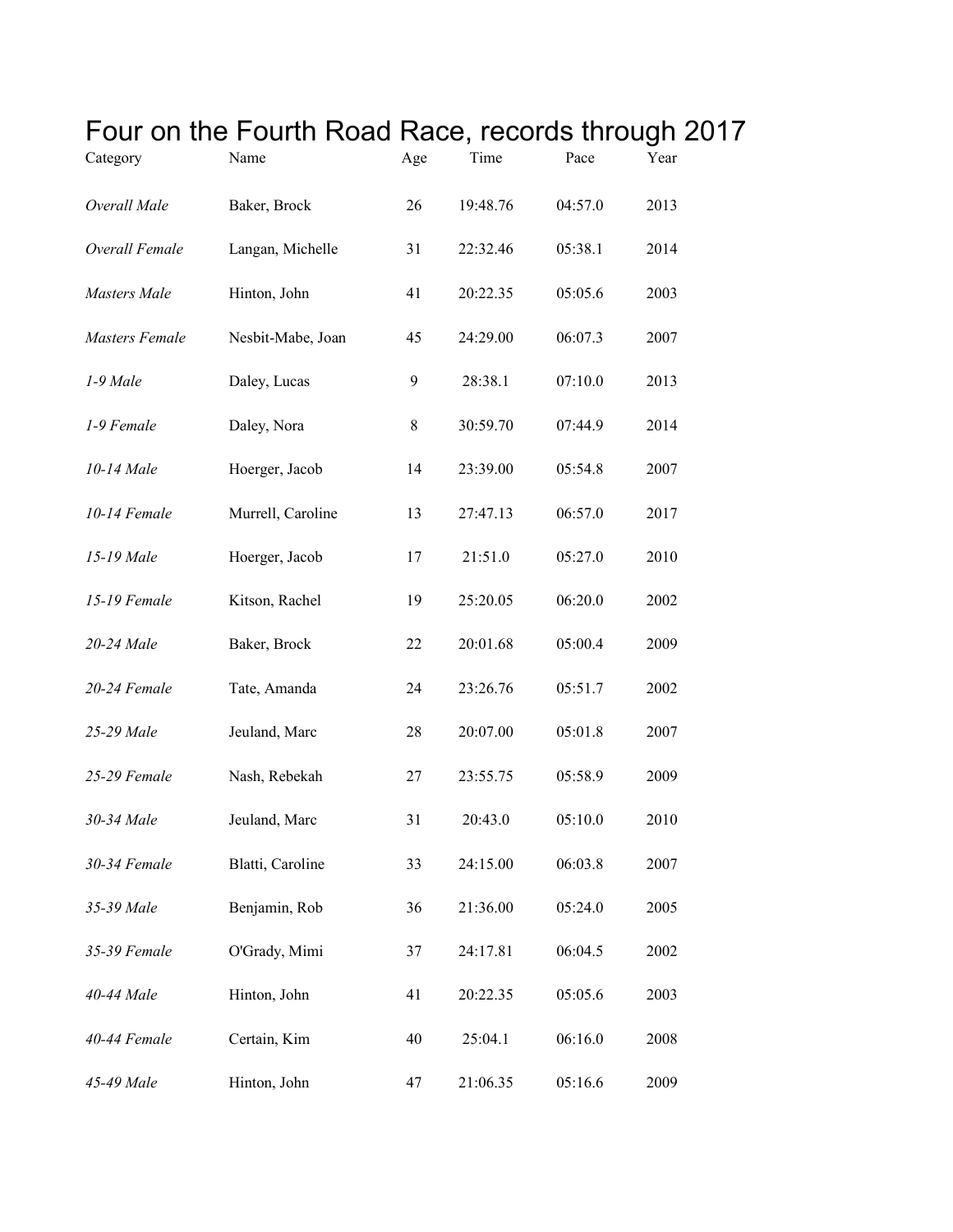# Four on the Fourth Road Race, records through 2017

| Category | Name | Age | Time | Pace | Year |
|---|---|---|---|---|---|
| *Overall Male* | Baker, Brock | 26 | 19:48.76 | 04:57.0 | 2013 |
| *Overall Female* | Langan, Michelle | 31 | 22:32.46 | 05:38.1 | 2014 |
| *Masters Male* | Hinton, John | 41 | 20:22.35 | 05:05.6 | 2003 |
| *Masters Female* | Nesbit-Mabe, Joan | 45 | 24:29.00 | 06:07.3 | 2007 |
| *1-9 Male* | Daley, Lucas | 9 | 28:38.1 | 07:10.0 | 2013 |
| *1-9 Female* | Daley, Nora | 8 | 30:59.70 | 07:44.9 | 2014 |
| *10-14 Male* | Hoerger, Jacob | 14 | 23:39.00 | 05:54.8 | 2007 |
| *10-14 Female* | Murrell, Caroline | 13 | 27:47.13 | 06:57.0 | 2017 |
| *15-19 Male* | Hoerger, Jacob | 17 | 21:51.0 | 05:27.0 | 2010 |
| *15-19 Female* | Kitson, Rachel | 19 | 25:20.05 | 06:20.0 | 2002 |
| *20-24 Male* | Baker, Brock | 22 | 20:01.68 | 05:00.4 | 2009 |
| *20-24 Female* | Tate, Amanda | 24 | 23:26.76 | 05:51.7 | 2002 |
| *25-29 Male* | Jeuland, Marc | 28 | 20:07.00 | 05:01.8 | 2007 |
| *25-29 Female* | Nash, Rebekah | 27 | 23:55.75 | 05:58.9 | 2009 |
| *30-34 Male* | Jeuland, Marc | 31 | 20:43.0 | 05:10.0 | 2010 |
| *30-34 Female* | Blatti, Caroline | 33 | 24:15.00 | 06:03.8 | 2007 |
| *35-39 Male* | Benjamin, Rob | 36 | 21:36.00 | 05:24.0 | 2005 |
| *35-39 Female* | O'Grady, Mimi | 37 | 24:17.81 | 06:04.5 | 2002 |
| *40-44 Male* | Hinton, John | 41 | 20:22.35 | 05:05.6 | 2003 |
| *40-44 Female* | Certain, Kim | 40 | 25:04.1 | 06:16.0 | 2008 |
| *45-49 Male* | Hinton, John | 47 | 21:06.35 | 05:16.6 | 2009 |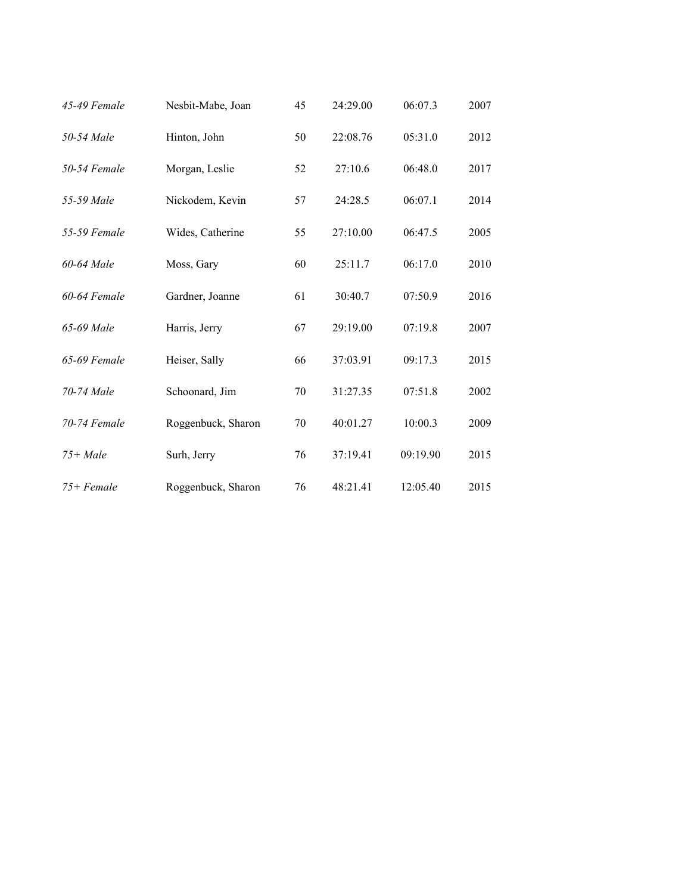| | | | | | |
|---|---|---|---|---|---|
| *45-49 Female* | Nesbit-Mabe, Joan | 45 | 24:29.00 | 06:07.3 | 2007 |
| *50-54 Male* | Hinton, John | 50 | 22:08.76 | 05:31.0 | 2012 |
| *50-54 Female* | Morgan, Leslie | 52 | 27:10.6 | 06:48.0 | 2017 |
| *55-59 Male* | Nickodem, Kevin | 57 | 24:28.5 | 06:07.1 | 2014 |
| *55-59 Female* | Wides, Catherine | 55 | 27:10.00 | 06:47.5 | 2005 |
| *60-64 Male* | Moss, Gary | 60 | 25:11.7 | 06:17.0 | 2010 |
| *60-64 Female* | Gardner, Joanne | 61 | 30:40.7 | 07:50.9 | 2016 |
| *65-69 Male* | Harris, Jerry | 67 | 29:19.00 | 07:19.8 | 2007 |
| *65-69 Female* | Heiser, Sally | 66 | 37:03.91 | 09:17.3 | 2015 |
| *70-74 Male* | Schoonard, Jim | 70 | 31:27.35 | 07:51.8 | 2002 |
| *70-74 Female* | Roggenbuck, Sharon | 70 | 40:01.27 | 10:00.3 | 2009 |
| *75+ Male* | Surh, Jerry | 76 | 37:19.41 | 09:19.90 | 2015 |
| *75+ Female* | Roggenbuck, Sharon | 76 | 48:21.41 | 12:05.40 | 2015 |